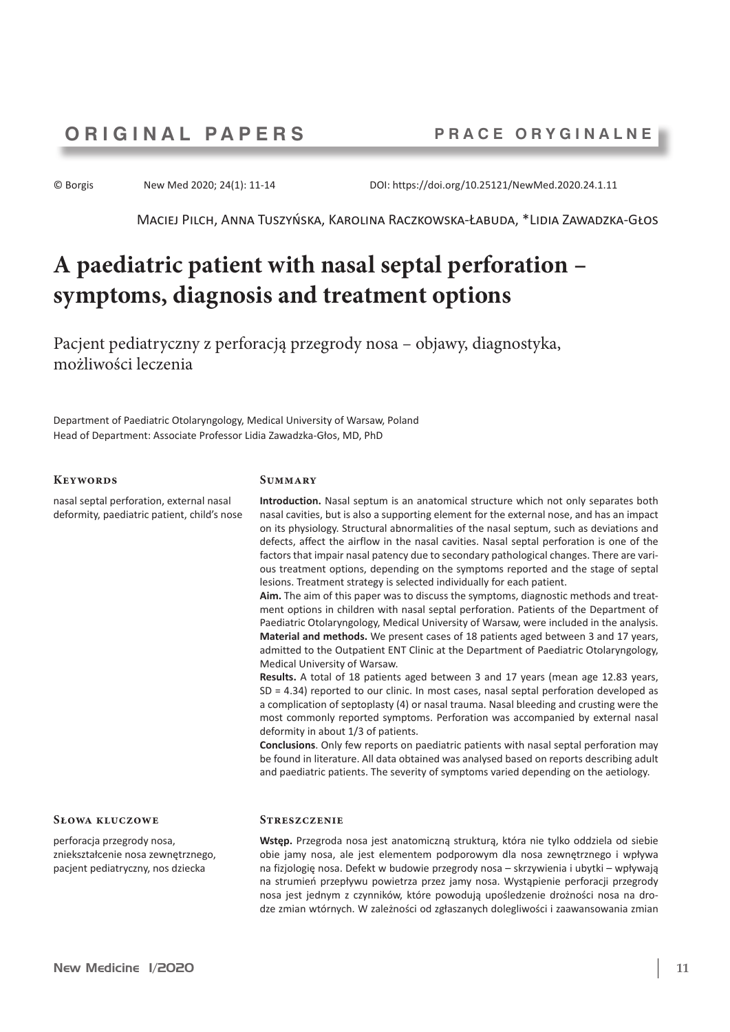**ORIGINAL PAPERS** **PRACE ORYGINALNE**

© Borgis New Med 2020; 24(1): 11-14 DOI: https://doi.org/10.25121/NewMed.2020.24.1.11

Maciej Pilch, Anna Tuszyńska, Karolina Raczkowska-Łabuda, *Lidia Zawadzka-Głos

# A paediatric patient with nasal septal perforation – symptoms, diagnosis and treatment options

## Pacjent pediatryczny z perforacją przegrody nosa – objawy, diagnostyka, możliwości leczenia

Department of Paediatric Otolaryngology, Medical University of Warsaw, Poland
Head of Department: Associate Professor Lidia Zawadzka-Głos, MD, PhD

### Keywords

nasal septal perforation, external nasal deformity, paediatric patient, child's nose

### Summary

**Introduction.** Nasal septum is an anatomical structure which not only separates both nasal cavities, but is also a supporting element for the external nose, and has an impact on its physiology. Structural abnormalities of the nasal septum, such as deviations and defects, affect the airflow in the nasal cavities. Nasal septal perforation is one of the factors that impair nasal patency due to secondary pathological changes. There are various treatment options, depending on the symptoms reported and the stage of septal lesions. Treatment strategy is selected individually for each patient.

**Aim.** The aim of this paper was to discuss the symptoms, diagnostic methods and treatment options in children with nasal septal perforation. Patients of the Department of Paediatric Otolaryngology, Medical University of Warsaw, were included in the analysis.

**Material and methods.** We present cases of 18 patients aged between 3 and 17 years, admitted to the Outpatient ENT Clinic at the Department of Paediatric Otolaryngology, Medical University of Warsaw.

**Results.** A total of 18 patients aged between 3 and 17 years (mean age 12.83 years, SD = 4.34) reported to our clinic. In most cases, nasal septal perforation developed as a complication of septoplasty (4) or nasal trauma. Nasal bleeding and crusting were the most commonly reported symptoms. Perforation was accompanied by external nasal deformity in about 1/3 of patients.

**Conclusions**. Only few reports on paediatric patients with nasal septal perforation may be found in literature. All data obtained was analysed based on reports describing adult and paediatric patients. The severity of symptoms varied depending on the aetiology.

### Słowa kluczowe

perforacja przegrody nosa, zniekształcenie nosa zewnętrznego, pacjent pediatryczny, nos dziecka

### Streszczenie

**Wstęp.** Przegroda nosa jest anatomiczną strukturą, która nie tylko oddziela od siebie obie jamy nosa, ale jest elementem podporowym dla nosa zewnętrznego i wpływa na fizjologię nosa. Defekt w budowie przegrody nosa – skrzywienia i ubytki – wpływają na strumień przepływu powietrza przez jamy nosa. Wystąpienie perforacji przegrody nosa jest jednym z czynników, które powodują upośledzenie drożności nosa na drodze zmian wtórnych. W zależności od zgłaszanych dolegliwości i zaawansowania zmian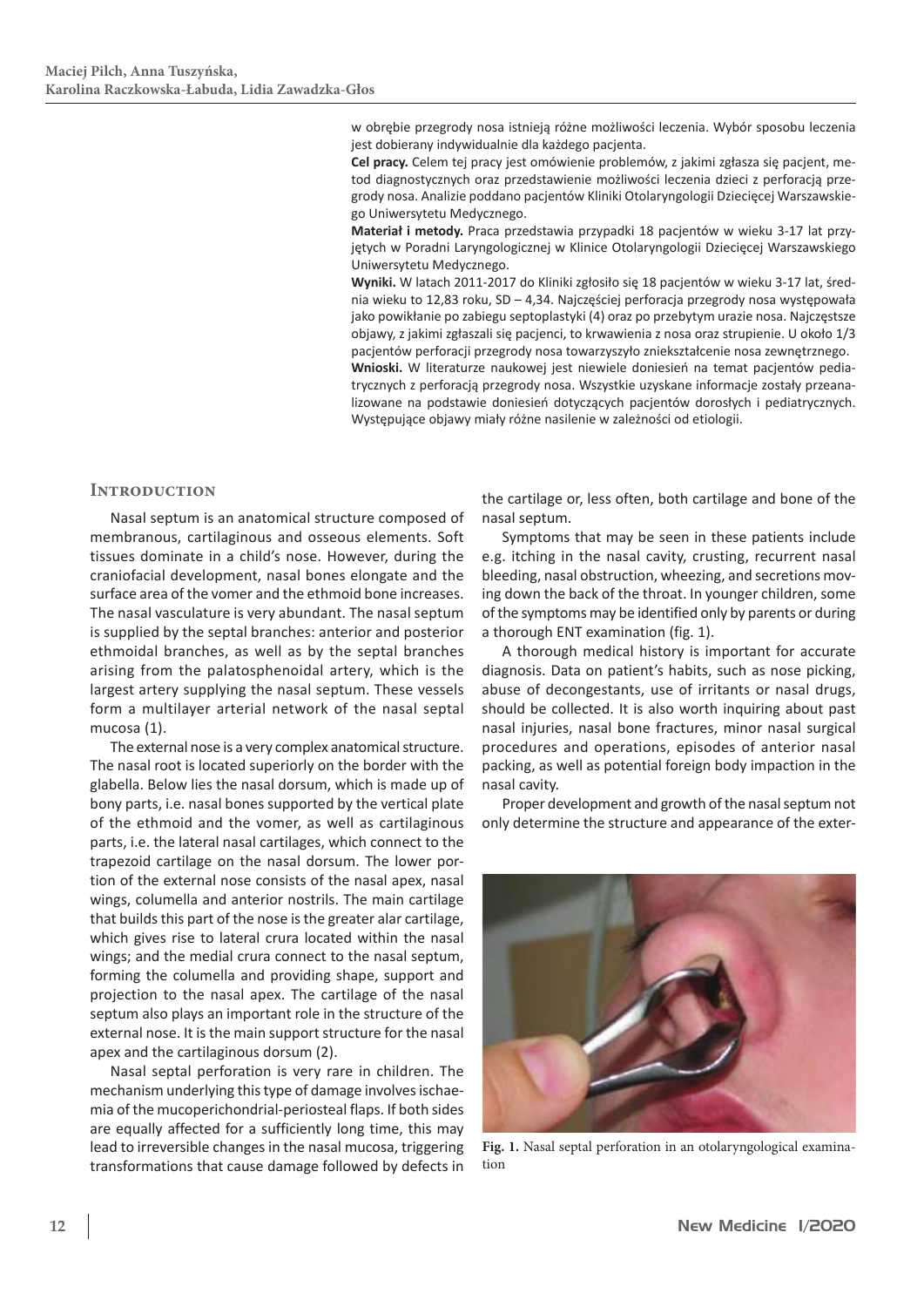w obrębie przegrody nosa istnieją różne możliwości leczenia. Wybór sposobu leczenia jest dobierany indywidualnie dla każdego pacjenta.

**Cel pracy.** Celem tej pracy jest omówienie problemów, z jakimi zgłasza się pacjent, metod diagnostycznych oraz przedstawienie możliwości leczenia dzieci z perforacją przegrody nosa. Analizie poddano pacjentów Kliniki Otolaryngologii Dziecięcej Warszawskiego Uniwersytetu Medycznego.

**Materiał i metody.** Praca przedstawia przypadki 18 pacjentów w wieku 3-17 lat przyjętych w Poradni Laryngologicznej w Klinice Otolaryngologii Dziecięcej Warszawskiego Uniwersytetu Medycznego.

**Wyniki.** W latach 2011-2017 do Kliniki zgłosiło się 18 pacjentów w wieku 3-17 lat, średnia wieku to 12,83 roku, SD – 4,34. Najczęściej perforacja przegrody nosa występowała jako powikłanie po zabiegu septoplastyki (4) oraz po przebytym urazie nosa. Najczęstsze objawy, z jakimi zgłaszali się pacjenci, to krwawienia z nosa oraz strupienie. U około 1/3 pacjentów perforacji przegrody nosa towarzyszyło zniekształcenie nosa zewnętrznego.

**Wnioski.** W literaturze naukowej jest niewiele doniesień na temat pacjentów pediatrycznych z perforacją przegrody nosa. Wszystkie uzyskane informacje zostały przeanalizowane na podstawie doniesień dotyczących pacjentów dorosłych i pediatrycznych. Występujące objawy miały różne nasilenie w zależności od etiologii.

## Introduction

Nasal septum is an anatomical structure composed of membranous, cartilaginous and osseous elements. Soft tissues dominate in a child's nose. However, during the craniofacial development, nasal bones elongate and the surface area of the vomer and the ethmoid bone increases. The nasal vasculature is very abundant. The nasal septum is supplied by the septal branches: anterior and posterior ethmoidal branches, as well as by the septal branches arising from the palatosphenoidal artery, which is the largest artery supplying the nasal septum. These vessels form a multilayer arterial network of the nasal septal mucosa (1).

The external nose is a very complex anatomical structure. The nasal root is located superiorly on the border with the glabella. Below lies the nasal dorsum, which is made up of bony parts, i.e. nasal bones supported by the vertical plate of the ethmoid and the vomer, as well as cartilaginous parts, i.e. the lateral nasal cartilages, which connect to the trapezoid cartilage on the nasal dorsum. The lower portion of the external nose consists of the nasal apex, nasal wings, columella and anterior nostrils. The main cartilage that builds this part of the nose is the greater alar cartilage, which gives rise to lateral crura located within the nasal wings; and the medial crura connect to the nasal septum, forming the columella and providing shape, support and projection to the nasal apex. The cartilage of the nasal septum also plays an important role in the structure of the external nose. It is the main support structure for the nasal apex and the cartilaginous dorsum (2).

Nasal septal perforation is very rare in children. The mechanism underlying this type of damage involves ischaemia of the mucoperichondrial-periosteal flaps. If both sides are equally affected for a sufficiently long time, this may lead to irreversible changes in the nasal mucosa, triggering transformations that cause damage followed by defects in the cartilage or, less often, both cartilage and bone of the nasal septum.

Symptoms that may be seen in these patients include e.g. itching in the nasal cavity, crusting, recurrent nasal bleeding, nasal obstruction, wheezing, and secretions moving down the back of the throat. In younger children, some of the symptoms may be identified only by parents or during a thorough ENT examination (fig. 1).

A thorough medical history is important for accurate diagnosis. Data on patient's habits, such as nose picking, abuse of decongestants, use of irritants or nasal drugs, should be collected. It is also worth inquiring about past nasal injuries, nasal bone fractures, minor nasal surgical procedures and operations, episodes of anterior nasal packing, as well as potential foreign body impaction in the nasal cavity.

Proper development and growth of the nasal septum not only determine the structure and appearance of the exter-

**Fig. 1.** Nasal septal perforation in an otolaryngological examination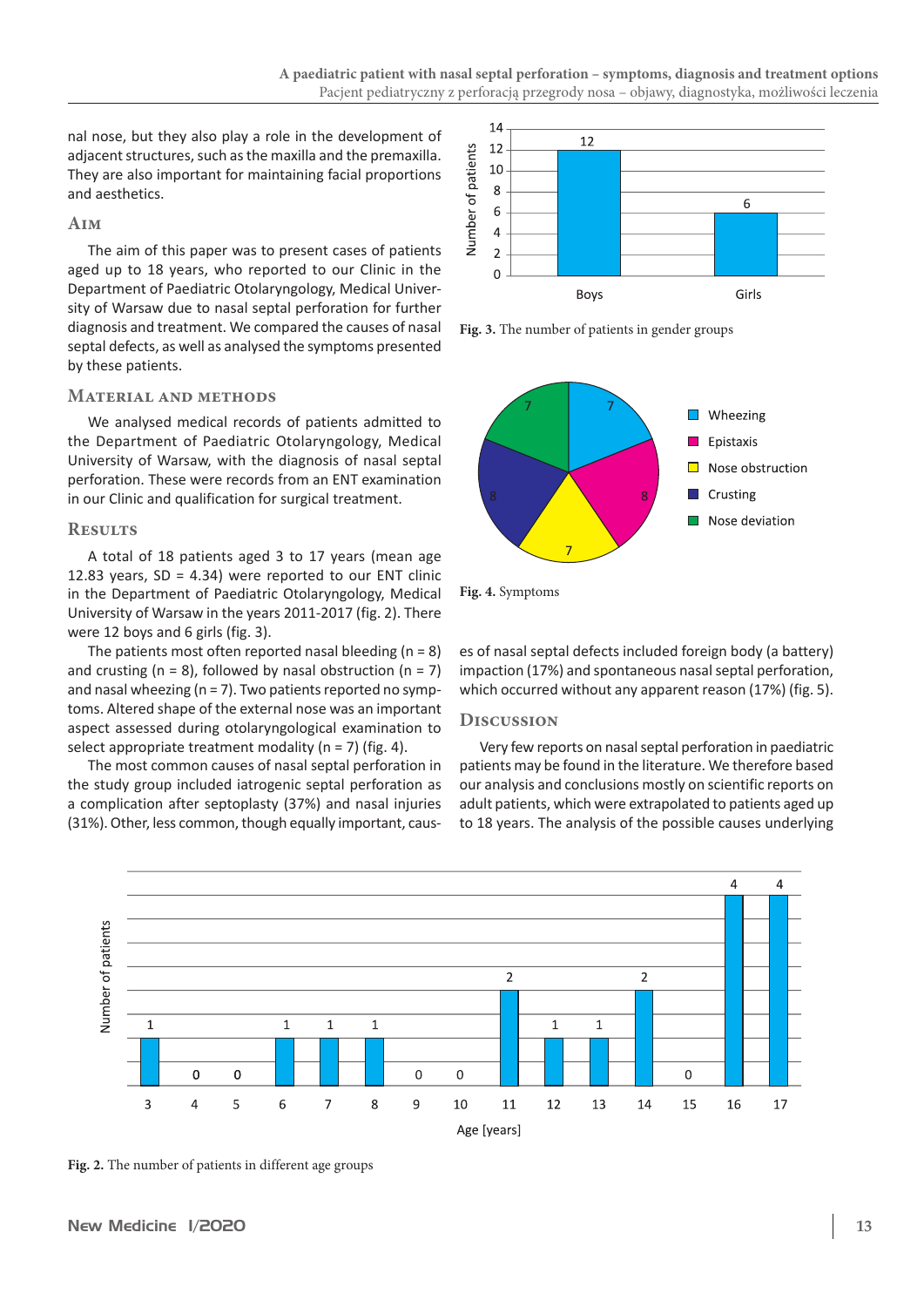nal nose, but they also play a role in the development of adjacent structures, such as the maxilla and the premaxilla. They are also important for maintaining facial proportions and aesthetics.

## Aim

The aim of this paper was to present cases of patients aged up to 18 years, who reported to our Clinic in the Department of Paediatric Otolaryngology, Medical University of Warsaw due to nasal septal perforation for further diagnosis and treatment. We compared the causes of nasal septal defects, as well as analysed the symptoms presented by these patients.

## Material and methods

We analysed medical records of patients admitted to the Department of Paediatric Otolaryngology, Medical University of Warsaw, with the diagnosis of nasal septal perforation. These were records from an ENT examination in our Clinic and qualification for surgical treatment.

## Results

A total of 18 patients aged 3 to 17 years (mean age 12.83 years, SD = 4.34) were reported to our ENT clinic in the Department of Paediatric Otolaryngology, Medical University of Warsaw in the years 2011-2017 (fig. 2). There were 12 boys and 6 girls (fig. 3).

The patients most often reported nasal bleeding (n = 8) and crusting (n = 8), followed by nasal obstruction (n = 7) and nasal wheezing (n = 7). Two patients reported no symptoms. Altered shape of the external nose was an important aspect assessed during otolaryngological examination to select appropriate treatment modality (n = 7) (fig. 4).

The most common causes of nasal septal perforation in the study group included iatrogenic septal perforation as a complication after septoplasty (37%) and nasal injuries (31%). Other, less common, though equally important, causes of nasal septal defects included foreign body (a battery) impaction (17%) and spontaneous nasal septal perforation, which occurred without any apparent reason (17%) (fig. 5).

**Fig. 3.** The number of patients in gender groups

**Fig. 4.** Symptoms

## Discussion

Very few reports on nasal septal perforation in paediatric patients may be found in the literature. We therefore based our analysis and conclusions mostly on scientific reports on adult patients, which were extrapolated to patients aged up to 18 years. The analysis of the possible causes underlying

**Fig. 2.** The number of patients in different age groups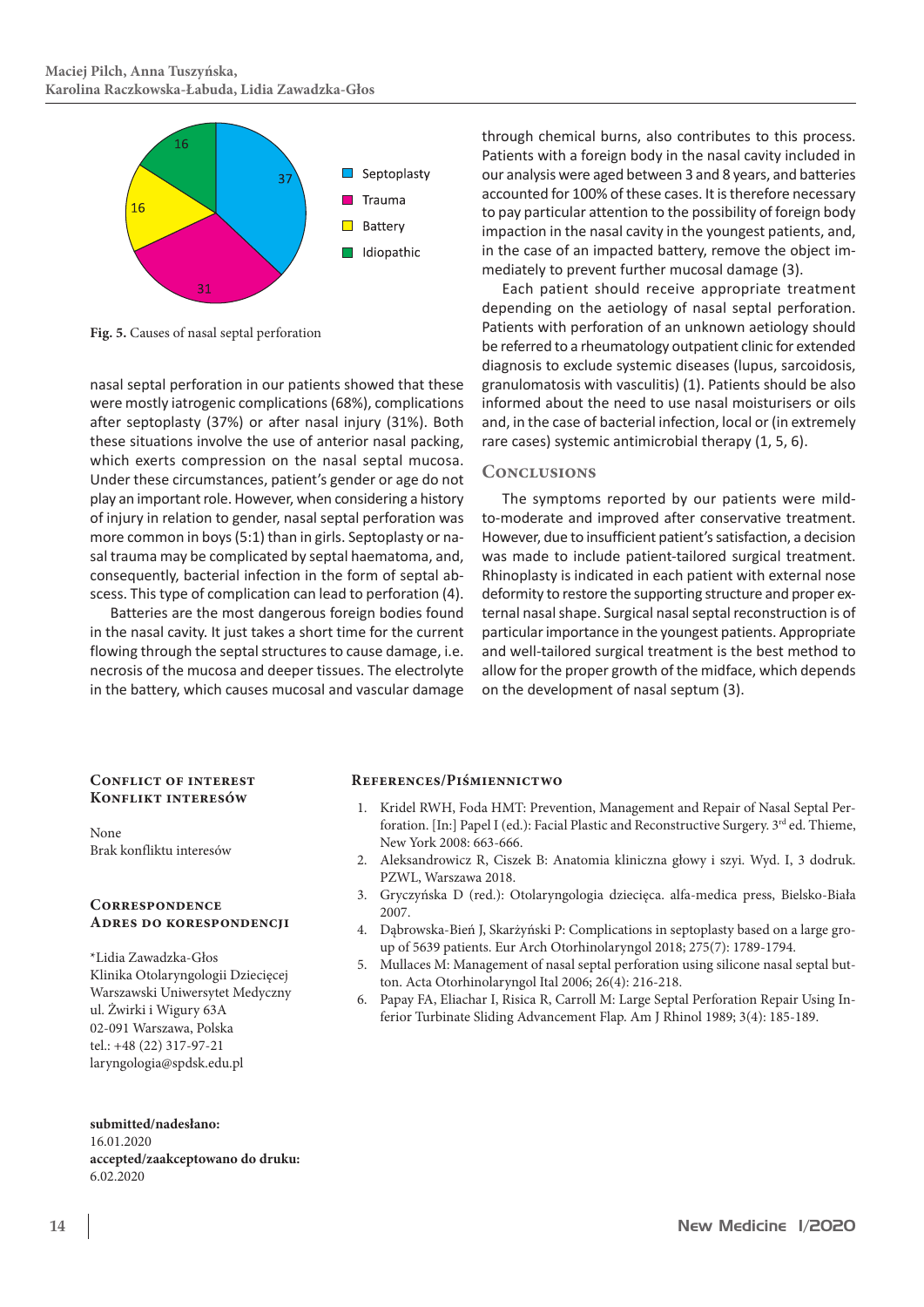37

16

16

31

Septoplasty

Trauma

Battery

Idiopathic

**Fig. 5.** Causes of nasal septal perforation

nasal septal perforation in our patients showed that these were mostly iatrogenic complications (68%), complications after septoplasty (37%) or after nasal injury (31%). Both these situations involve the use of anterior nasal packing, which exerts compression on the nasal septal mucosa. Under these circumstances, patient's gender or age do not play an important role. However, when considering a history of injury in relation to gender, nasal septal perforation was more common in boys (5:1) than in girls. Septoplasty or nasal trauma may be complicated by septal haematoma, and, consequently, bacterial infection in the form of septal abscess. This type of complication can lead to perforation (4).

Batteries are the most dangerous foreign bodies found in the nasal cavity. It just takes a short time for the current flowing through the septal structures to cause damage, i.e. necrosis of the mucosa and deeper tissues. The electrolyte in the battery, which causes mucosal and vascular damage through chemical burns, also contributes to this process. Patients with a foreign body in the nasal cavity included in our analysis were aged between 3 and 8 years, and batteries accounted for 100% of these cases. It is therefore necessary to pay particular attention to the possibility of foreign body impaction in the nasal cavity in the youngest patients, and, in the case of an impacted battery, remove the object immediately to prevent further mucosal damage (3).

Each patient should receive appropriate treatment depending on the aetiology of nasal septal perforation. Patients with perforation of an unknown aetiology should be referred to a rheumatology outpatient clinic for extended diagnosis to exclude systemic diseases (lupus, sarcoidosis, granulomatosis with vasculitis) (1). Patients should be also informed about the need to use nasal moisturisers or oils and, in the case of bacterial infection, local or (in extremely rare cases) systemic antimicrobial therapy (1, 5, 6).

## Conclusions

The symptoms reported by our patients were mild-to-moderate and improved after conservative treatment. However, due to insufficient patient's satisfaction, a decision was made to include patient-tailored surgical treatment. Rhinoplasty is indicated in each patient with external nose deformity to restore the supporting structure and proper external nasal shape. Surgical nasal septal reconstruction is of particular importance in the youngest patients. Appropriate and well-tailored surgical treatment is the best method to allow for the proper growth of the midface, which depends on the development of nasal septum (3).

### Conflict of interest
### Konflikt interesów

None

Brak konfliktu interesów

### Correspondence
### Adres do korespondencji

*Lidia Zawadzka-Głos
Klinika Otolaryngologii Dziecięcej
Warszawski Uniwersytet Medyczny
ul. Żwirki i Wigury 63A
02-091 Warszawa, Polska
tel.: +48 (22) 317-97-21
laryngologia@spdsk.edu.pl

**submitted/nadesłano:**
16.01.2020
**accepted/zaakceptowano do druku:**
6.02.2020

### References/Piśmiennictwo

1. Kridel RWH, Foda HMT: Prevention, Management and Repair of Nasal Septal Perforation. [In:] Papel I (ed.): Facial Plastic and Reconstructive Surgery. 3rd ed. Thieme, New York 2008: 663-666.
2. Aleksandrowicz R, Ciszek B: Anatomia kliniczna głowy i szyi. Wyd. I, 3 dodruk. PZWL, Warszawa 2018.
3. Gryczyńska D (red.): Otolaryngologia dziecięca. alfa-medica press, Bielsko-Biała 2007.
4. Dąbrowska-Bień J, Skarżyński P: Complications in septoplasty based on a large group of 5639 patients. Eur Arch Otorhinolaryngol 2018; 275(7): 1789-1794.
5. Mullaces M: Management of nasal septal perforation using silicone nasal septal button. Acta Otorhinolaryngol Ital 2006; 26(4): 216-218.
6. Papay FA, Eliachar I, Risica R, Carroll M: Large Septal Perforation Repair Using Inferior Turbinate Sliding Advancement Flap. Am J Rhinol 1989; 3(4): 185-189.